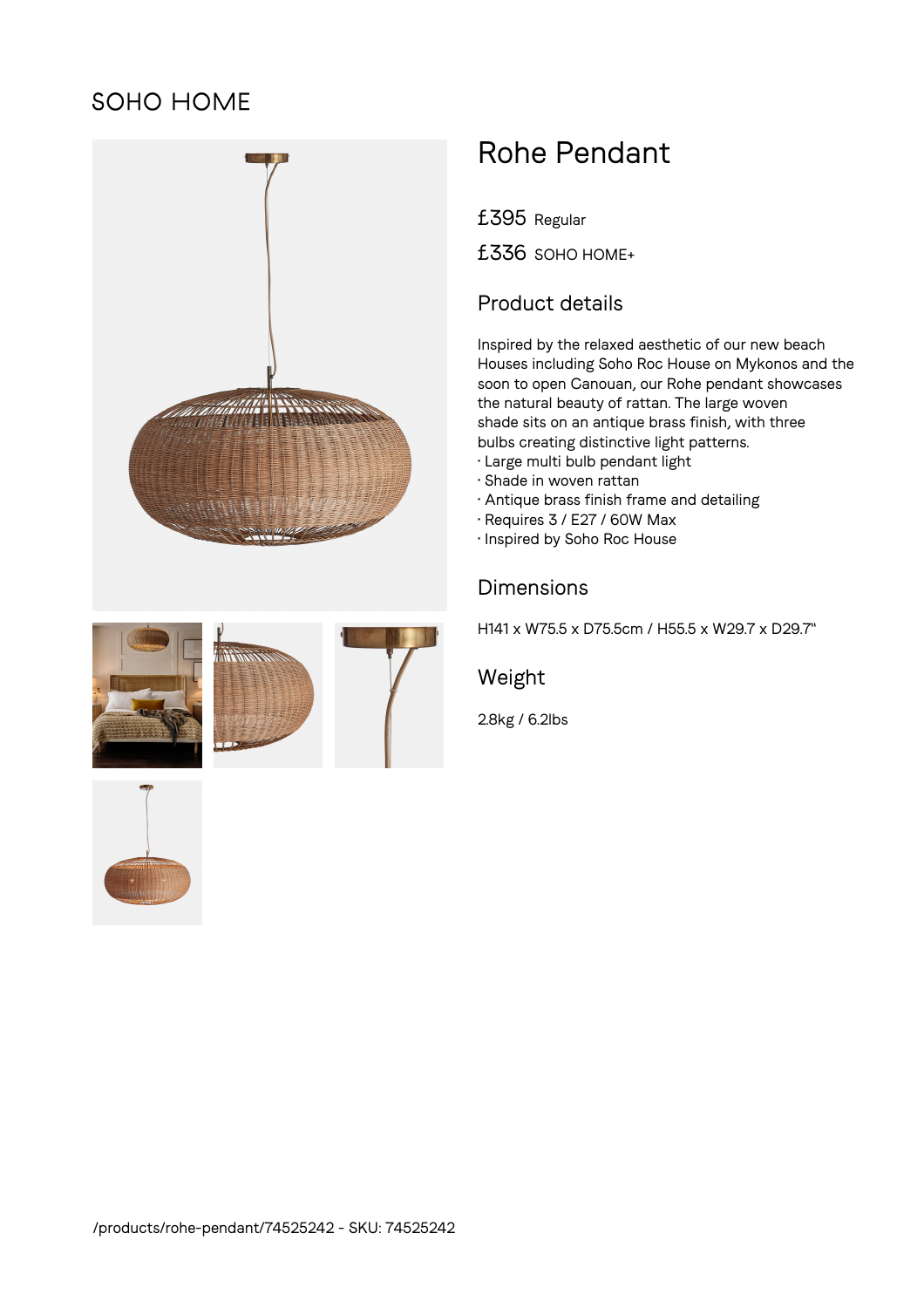SOHO HOME

# Rohe Pendant

£395 Regular

£336 SOHO HOME+

## Product details

Inspired by the relaxed aesthetic of our new beach Houses including Soho Roc House on Mykonos and the soon to open Canouan, our Rohe pendant showcases the natural beauty of rattan. The large woven shade sits on an antique brass finish, with three bulbs creating distinctive light patterns.

- Large multi bulb pendant light
- Shade in woven rattan
- Antique brass finish frame and detailing
- Requires 3 / E27 / 60W Max
- Inspired by Soho Roc House

## Dimensions

H141 x W75.5 x D75.5cm / H55.5 x W29.7 x D29.7"

## Weight

2.8kg / 6.2lbs

/products/rohe-pendant/74525242 - SKU: 74525242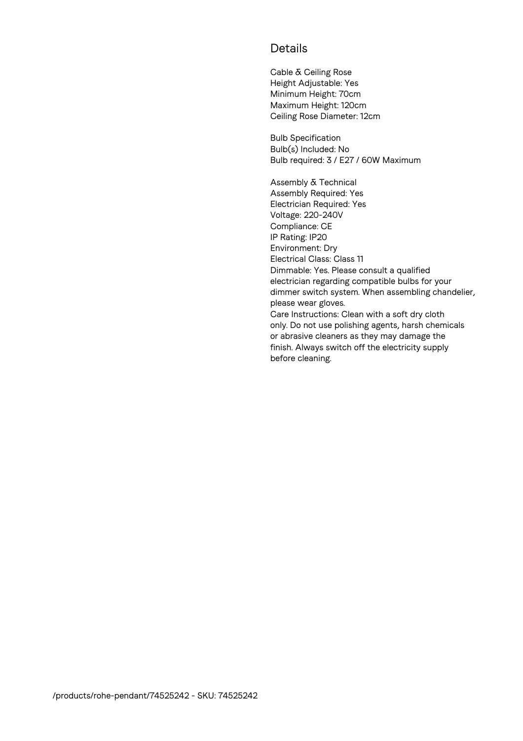## Details

Cable & Ceiling Rose
Height Adjustable: Yes
Minimum Height: 70cm
Maximum Height: 120cm
Ceiling Rose Diameter: 12cm

Bulb Specification
Bulb(s) Included: No
Bulb required: 3 / E27 / 60W Maximum

Assembly & Technical
Assembly Required: Yes
Electrician Required: Yes
Voltage: 220-240V
Compliance: CE
IP Rating: IP20
Environment: Dry
Electrical Class: Class 11
Dimmable: Yes. Please consult a qualified electrician regarding compatible bulbs for your dimmer switch system. When assembling chandelier, please wear gloves.
Care Instructions: Clean with a soft dry cloth only. Do not use polishing agents, harsh chemicals or abrasive cleaners as they may damage the finish. Always switch off the electricity supply before cleaning.

/products/rohe-pendant/74525242 - SKU: 74525242